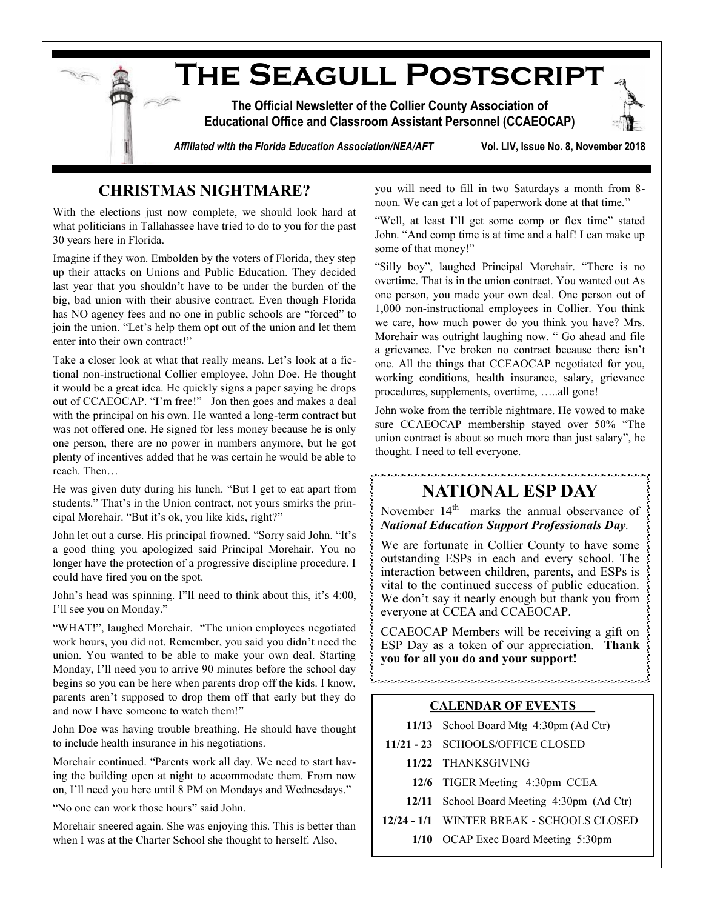# The Seagull Postscript

**The Official Newsletter of the Collier County Association of Educational Office and Classroom Assistant Personnel (CCAEOCAP)**

***Affiliated with the Florida Education Association/NEA/AFT*** **Vol. LIV, Issue No. 8, November 2018**

## CHRISTMAS NIGHTMARE?

With the elections just now complete, we should look hard at what politicians in Tallahassee have tried to do to you for the past 30 years here in Florida.

Imagine if they won. Embolden by the voters of Florida, they step up their attacks on Unions and Public Education. They decided last year that you shouldn't have to be under the burden of the big, bad union with their abusive contract. Even though Florida has NO agency fees and no one in public schools are "forced" to join the union. "Let's help them opt out of the union and let them enter into their own contract!"

Take a closer look at what that really means. Let's look at a fictional non-instructional Collier employee, John Doe. He thought it would be a great idea. He quickly signs a paper saying he drops out of CCAEOCAP. "I'm free!" Jon then goes and makes a deal with the principal on his own. He wanted a long-term contract but was not offered one. He signed for less money because he is only one person, there are no power in numbers anymore, but he got plenty of incentives added that he was certain he would be able to reach. Then…

He was given duty during his lunch. "But I get to eat apart from students." That's in the Union contract, not yours smirks the principal Morehair. "But it's ok, you like kids, right?"

John let out a curse. His principal frowned. "Sorry said John. "It's a good thing you apologized said Principal Morehair. You no longer have the protection of a progressive discipline procedure. I could have fired you on the spot.

John's head was spinning. I"lI need to think about this, it's 4:00, I'll see you on Monday."

"WHAT!", laughed Morehair. "The union employees negotiated work hours, you did not. Remember, you said you didn't need the union. You wanted to be able to make your own deal. Starting Monday, I'll need you to arrive 90 minutes before the school day begins so you can be here when parents drop off the kids. I know, parents aren't supposed to drop them off that early but they do and now I have someone to watch them!"

John Doe was having trouble breathing. He should have thought to include health insurance in his negotiations.

Morehair continued. "Parents work all day. We need to start having the building open at night to accommodate them. From now on, I'll need you here until 8 PM on Mondays and Wednesdays."

"No one can work those hours" said John.

Morehair sneered again. She was enjoying this. This is better than when I was at the Charter School she thought to herself. Also, you will need to fill in two Saturdays a month from 8-noon. We can get a lot of paperwork done at that time."

"Well, at least I'll get some comp or flex time" stated John. "And comp time is at time and a half! I can make up some of that money!"

"Silly boy", laughed Principal Morehair. "There is no overtime. That is in the union contract. You wanted out As one person, you made your own deal. One person out of 1,000 non-instructional employees in Collier. You think we care, how much power do you think you have? Mrs. Morehair was outright laughing now. " Go ahead and file a grievance. I've broken no contract because there isn't one. All the things that CCEAOCAP negotiated for you, working conditions, health insurance, salary, grievance procedures, supplements, overtime, …..all gone!

John woke from the terrible nightmare. He vowed to make sure CCAEOCAP membership stayed over 50% "The union contract is about so much more than just salary", he thought. I need to tell everyone.

## NATIONAL ESP DAY

November 14th marks the annual observance of ***National Education Support Professionals Day***.

We are fortunate in Collier County to have some outstanding ESPs in each and every school. The interaction between children, parents, and ESPs is vital to the continued success of public education. We don't say it nearly enough but thank you from everyone at CCEA and CCAEOCAP.

CCAEOCAP Members will be receiving a gift on ESP Day as a token of our appreciation. **Thank you for all you do and your support!**

### CALENDAR OF EVENTS

| Date | Event |
|---|---|
| **11/13** | School Board Mtg 4:30pm (Ad Ctr) |
| **11/21 - 23** | SCHOOLS/OFFICE CLOSED |
| **11/22** | THANKSGIVING |
| **12/6** | TIGER Meeting 4:30pm CCEA |
| **12/11** | School Board Meeting 4:30pm (Ad Ctr) |
| **12/24 - 1/1** | WINTER BREAK - SCHOOLS CLOSED |
| **1/10** | OCAP Exec Board Meeting 5:30pm |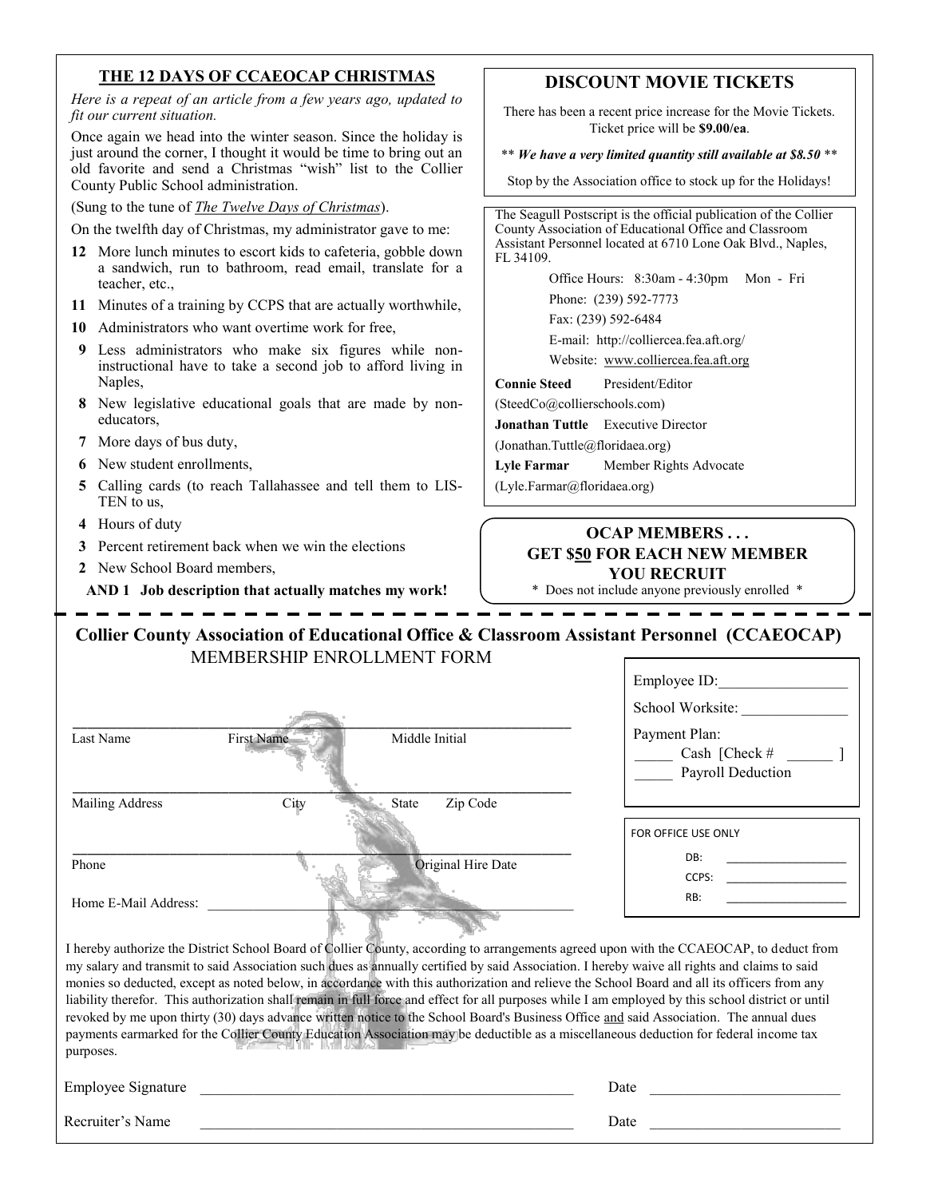## THE 12 DAYS OF CCAEOCAP CHRISTMAS

*Here is a repeat of an article from a few years ago, updated to fit our current situation.*

Once again we head into the winter season. Since the holiday is just around the corner, I thought it would be time to bring out an old favorite and send a Christmas "wish" list to the Collier County Public School administration.

(Sung to the tune of *The Twelve Days of Christmas*).

On the twelfth day of Christmas, my administrator gave to me:

- **12** More lunch minutes to escort kids to cafeteria, gobble down a sandwich, run to bathroom, read email, translate for a teacher, etc.,
- **11** Minutes of a training by CCPS that are actually worthwhile,
- **10** Administrators who want overtime work for free,
- **9** Less administrators who make six figures while non-instructional have to take a second job to afford living in Naples,
- **8** New legislative educational goals that are made by non-educators,
- **7** More days of bus duty,
- **6** New student enrollments,
- **5** Calling cards (to reach Tallahassee and tell them to LISTEN to us,
- **4** Hours of duty
- **3** Percent retirement back when we win the elections
- **2** New School Board members,

**AND 1 Job description that actually matches my work!**

## DISCOUNT MOVIE TICKETS

There has been a recent price increase for the Movie Tickets. Ticket price will be **$9.00/ea**.

** ***We have a very limited quantity still available at $8.50*** **

Stop by the Association office to stock up for the Holidays!

The Seagull Postscript is the official publication of the Collier County Association of Educational Office and Classroom Assistant Personnel located at 6710 Lone Oak Blvd., Naples, FL 34109.

Office Hours: 8:30am - 4:30pm Mon - Fri

Phone: (239) 592-7773

Fax: (239) 592-6484

E-mail: http://colliercea.fea.aft.org/

Website: www.colliercea.fea.aft.org

**Connie Steed** President/Editor
(SteedCo@collierschools.com)

**Jonathan Tuttle** Executive Director
(Jonathan.Tuttle@floridaea.org)

**Lyle Farmar** Member Rights Advocate
(Lyle.Farmar@floridaea.org)

**OCAP MEMBERS . . .**
**GET $50 FOR EACH NEW MEMBER YOU RECRUIT**
\* Does not include anyone previously enrolled \*

---

## Collier County Association of Educational Office & Classroom Assistant Personnel (CCAEOCAP)

MEMBERSHIP ENROLLMENT FORM

Last Name ______ First Name ______ Middle Initial ______

Mailing Address ______ City ______ State ______ Zip Code ______

Phone ______ Original Hire Date ______

Home E-Mail Address: ______

Employee ID: ______

School Worksite: ______

Payment Plan:
_____ Cash [Check # ______ ]
_____ Payroll Deduction

FOR OFFICE USE ONLY
DB: ______
CCPS: ______
RB: ______

I hereby authorize the District School Board of Collier County, according to arrangements agreed upon with the CCAEOCAP, to deduct from my salary and transmit to said Association such dues as annually certified by said Association. I hereby waive all rights and claims to said monies so deducted, except as noted below, in accordance with this authorization and relieve the School Board and all its officers from any liability therefor. This authorization shall remain in full force and effect for all purposes while I am employed by this school district or until revoked by me upon thirty (30) days advance written notice to the School Board's Business Office and said Association. The annual dues payments earmarked for the Collier County Education Association may be deductible as a miscellaneous deduction for federal income tax purposes.

Employee Signature ______ Date ______

Recruiter's Name ______ Date ______